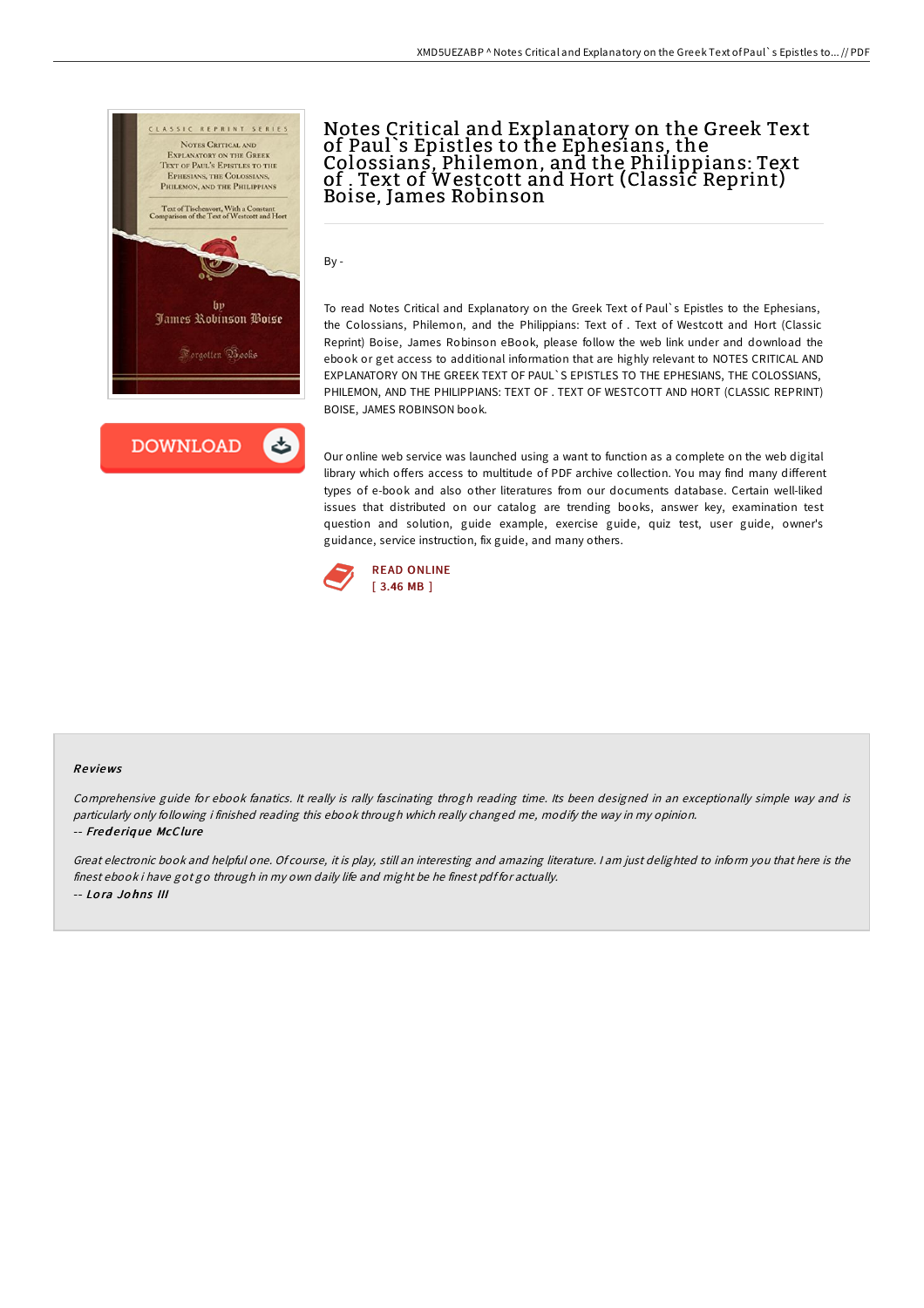# Notes Critical and Explanatory on the Greek Text of Paul`s Epistles to the Ephesians, the Colossians, Philemon, and the Philippians: Text of . Text of Westcott and Hort (Classic Reprint) Boise, James Robinson

By -

To read Notes Critical and Explanatory on the Greek Text of Paul`s Epistles to the Ephesians, the Colossians, Philemon, and the Philippians: Text of . Text of Westcott and Hort (Classic Reprint) Boise, James Robinson eBook, please follow the web link under and download the ebook or get access to additional information that are highly relevant to NOTES CRITICAL AND EXPLANATORY ON THE GREEK TEXT OF PAUL`S EPISTLES TO THE EPHESIANS, THE COLOSSIANS, PHILEMON, AND THE PHILIPPIANS: TEXT OF . TEXT OF WESTCOTT AND HORT (CLASSIC REPRINT) BOISE, JAMES ROBINSON book.

Our online web service was launched using a want to function as a complete on the web digital library which offers access to multitude of PDF archive collection. You may find many different types of e-book and also other literatures from our documents database. Certain well-liked issues that distributed on our catalog are trending books, answer key, examination test question and solution, guide example, exercise guide, quiz test, user guide, owner's guidance, service instruction, fix guide, and many others.

READ ONLINE
[ 3.46 MB ]

### Reviews

*Comprehensive guide for ebook fanatics. It really is rally fascinating throgh reading time. Its been designed in an exceptionally simple way and is particularly only following i finished reading this ebook through which really changed me, modify the way in my opinion.*
-- *Frederique McClure*

*Great electronic book and helpful one. Of course, it is play, still an interesting and amazing literature. I am just delighted to inform you that here is the finest ebook i have got go through in my own daily life and might be he finest pdf for actually.*
-- *Lora Johns III*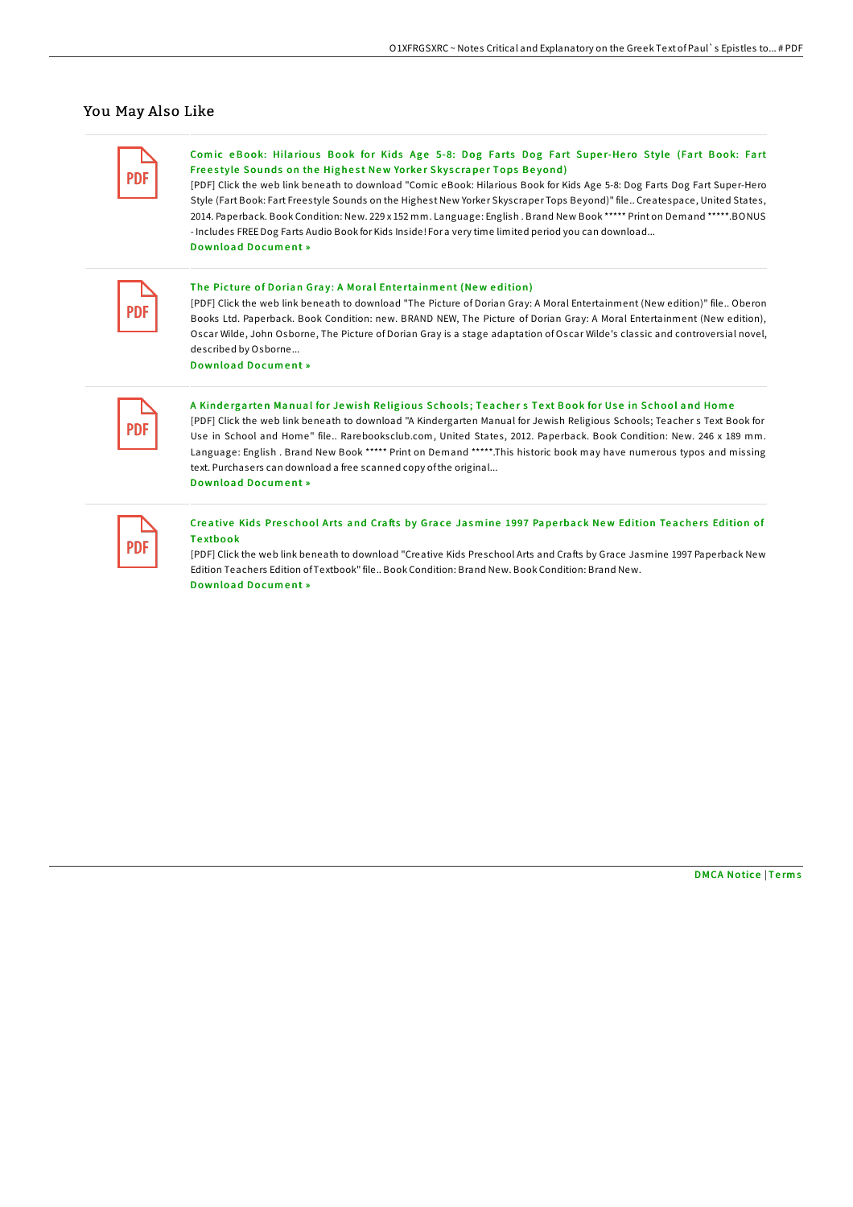## You May Also Like

**Comic eBook: Hilarious Book for Kids Age 5-8: Dog Farts Dog Fart Super-Hero Style (Fart Book: Fart Freestyle Sounds on the Highest New Yorker Skyscraper Tops Beyond)**

[PDF] Click the web link beneath to download "Comic eBook: Hilarious Book for Kids Age 5-8: Dog Farts Dog Fart Super-Hero Style (Fart Book: Fart Freestyle Sounds on the Highest New Yorker Skyscraper Tops Beyond)" file.. Createspace, United States, 2014. Paperback. Book Condition: New. 229 x 152 mm. Language: English . Brand New Book ***** Print on Demand *****.BONUS - Includes FREE Dog Farts Audio Book for Kids Inside! For a very time limited period you can download...

Download Document »

**The Picture of Dorian Gray: A Moral Entertainment (New edition)**

[PDF] Click the web link beneath to download "The Picture of Dorian Gray: A Moral Entertainment (New edition)" file.. Oberon Books Ltd. Paperback. Book Condition: new. BRAND NEW, The Picture of Dorian Gray: A Moral Entertainment (New edition), Oscar Wilde, John Osborne, The Picture of Dorian Gray is a stage adaptation of Oscar Wilde's classic and controversial novel, described by Osborne...

Download Document »

**A Kindergarten Manual for Jewish Religious Schools; Teacher s Text Book for Use in School and Home**

[PDF] Click the web link beneath to download "A Kindergarten Manual for Jewish Religious Schools; Teacher s Text Book for Use in School and Home" file.. Rarebooksclub.com, United States, 2012. Paperback. Book Condition: New. 246 x 189 mm. Language: English . Brand New Book ***** Print on Demand *****.This historic book may have numerous typos and missing text. Purchasers can download a free scanned copy of the original...

Download Document »

**Creative Kids Preschool Arts and Crafts by Grace Jasmine 1997 Paperback New Edition Teachers Edition of Textbook**

[PDF] Click the web link beneath to download "Creative Kids Preschool Arts and Crafts by Grace Jasmine 1997 Paperback New Edition Teachers Edition of Textbook" file.. Book Condition: Brand New. Book Condition: Brand New.

Download Document »